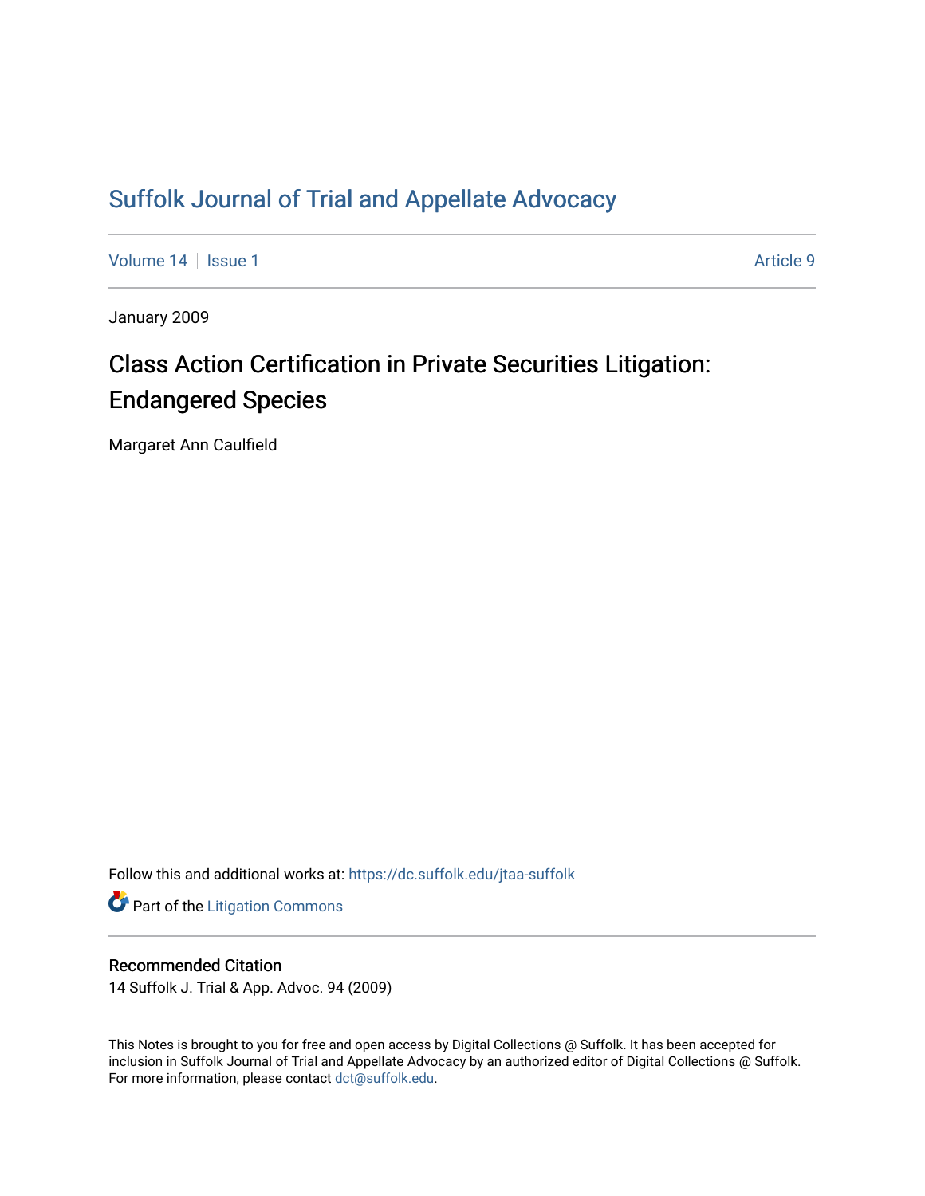# Suffolk Journal of Trial and Appellate Advocacy

Volume 14 | Issue 1 Article 9

January 2009

## Class Action Certification in Private Securities Litigation: Endangered Species

Margaret Ann Caulfield

Follow this and additional works at: https://dc.suffolk.edu/jtaa-suffolk

Part of the Litigation Commons

### Recommended Citation

14 Suffolk J. Trial & App. Advoc. 94 (2009)

This Notes is brought to you for free and open access by Digital Collections @ Suffolk. It has been accepted for inclusion in Suffolk Journal of Trial and Appellate Advocacy by an authorized editor of Digital Collections @ Suffolk. For more information, please contact dct@suffolk.edu.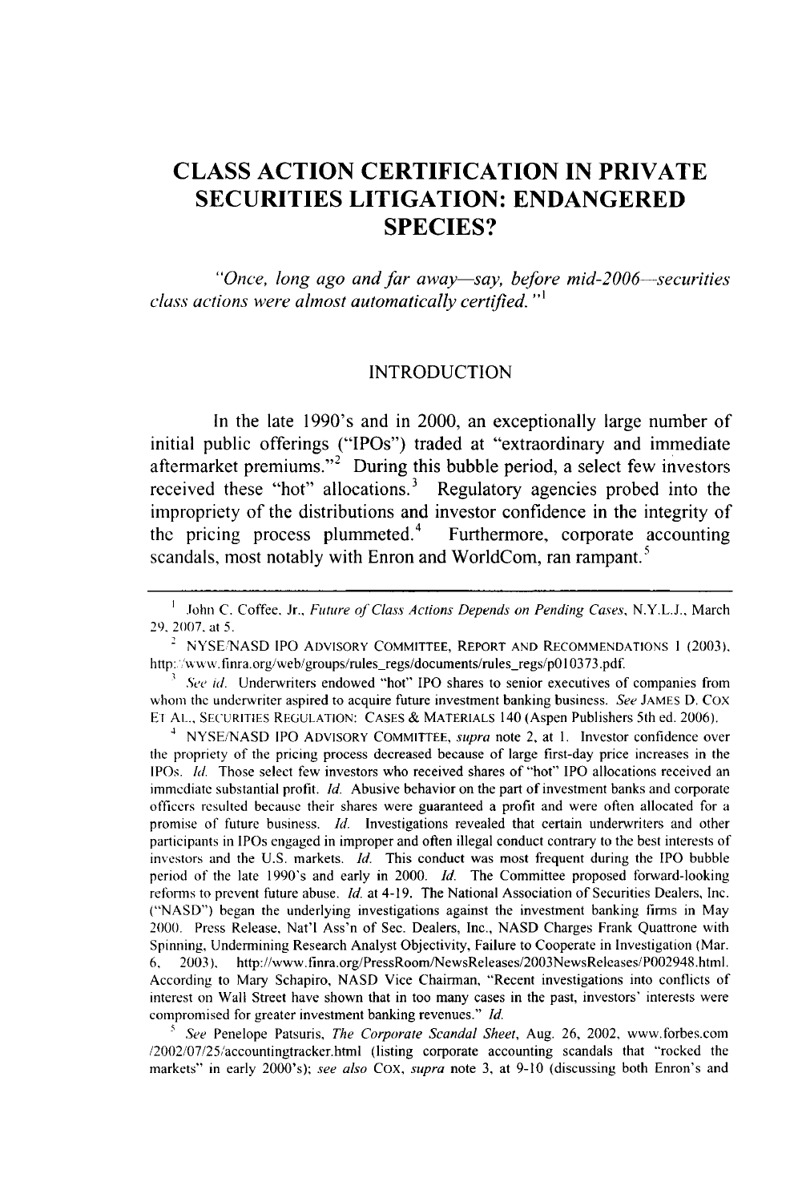# CLASS ACTION CERTIFICATION IN PRIVATE SECURITIES LITIGATION: ENDANGERED SPECIES?

*"Once, long ago and far away—say, before mid-2006—securities class actions were almost automatically certified."*[1]

## INTRODUCTION

In the late 1990's and in 2000, an exceptionally large number of initial public offerings ("IPOs") traded at "extraordinary and immediate aftermarket premiums."[2] During this bubble period, a select few investors received these "hot" allocations.[3] Regulatory agencies probed into the impropriety of the distributions and investor confidence in the integrity of the pricing process plummeted.[4] Furthermore, corporate accounting scandals, most notably with Enron and WorldCom, ran rampant.[5]

---

[1] John C. Coffee, Jr., *Future of Class Actions Depends on Pending Cases*, N.Y.L.J., March 29, 2007, at 5.

[2] NYSE/NASD IPO ADVISORY COMMITTEE, REPORT AND RECOMMENDATIONS 1 (2003), http://www.finra.org/web/groups/rules_regs/documents/rules_regs/p010373.pdf.

[3] *See id.* Underwriters endowed "hot" IPO shares to senior executives of companies from whom the underwriter aspired to acquire future investment banking business. *See* JAMES D. COX ET AL., SECURITIES REGULATION: CASES & MATERIALS 140 (Aspen Publishers 5th ed. 2006).

[4] NYSE/NASD IPO ADVISORY COMMITTEE, *supra* note 2, at 1. Investor confidence over the propriety of the pricing process decreased because of large first-day price increases in the IPOs. *Id.* Those select few investors who received shares of "hot" IPO allocations received an immediate substantial profit. *Id.* Abusive behavior on the part of investment banks and corporate officers resulted because their shares were guaranteed a profit and were often allocated for a promise of future business. *Id.* Investigations revealed that certain underwriters and other participants in IPOs engaged in improper and often illegal conduct contrary to the best interests of investors and the U.S. markets. *Id.* This conduct was most frequent during the IPO bubble period of the late 1990's and early in 2000. *Id.* The Committee proposed forward-looking reforms to prevent future abuse. *Id.* at 4-19. The National Association of Securities Dealers, Inc. ("NASD") began the underlying investigations against the investment banking firms in May 2000. Press Release, Nat'l Ass'n of Sec. Dealers, Inc., NASD Charges Frank Quattrone with Spinning, Undermining Research Analyst Objectivity, Failure to Cooperate in Investigation (Mar. 6, 2003), http://www.finra.org/PressRoom/NewsReleases/2003NewsReleases/P002948.html. According to Mary Schapiro, NASD Vice Chairman, "Recent investigations into conflicts of interest on Wall Street have shown that in too many cases in the past, investors' interests were compromised for greater investment banking revenues." *Id.*

[5] *See* Penelope Patsuris, *The Corporate Scandal Sheet*, Aug. 26, 2002, www.forbes.com/2002/07/25/accountingtracker.html (listing corporate accounting scandals that "rocked the markets" in early 2000's); *see also* COX, *supra* note 3, at 9-10 (discussing both Enron's and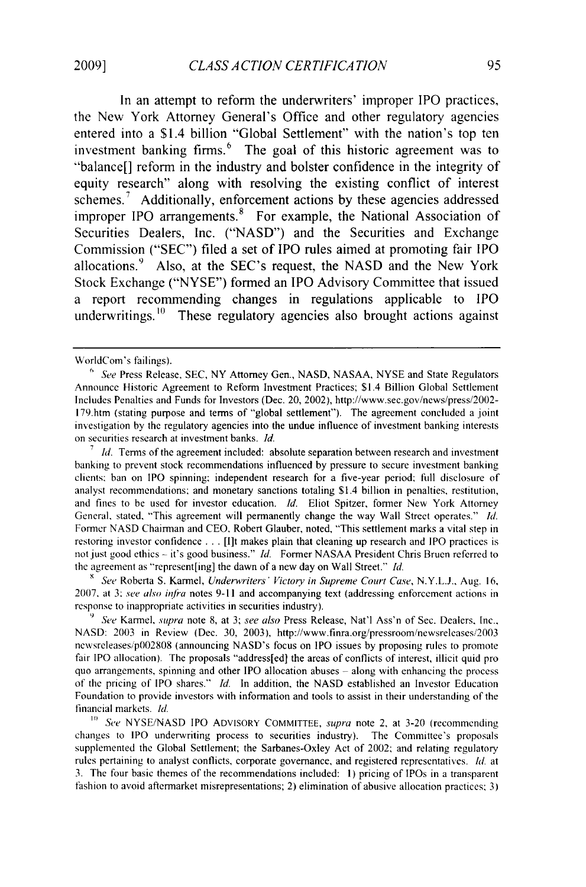In an attempt to reform the underwriters' improper IPO practices, the New York Attorney General's Office and other regulatory agencies entered into a $1.4 billion "Global Settlement" with the nation's top ten investment banking firms.[6] The goal of this historic agreement was to "balance[] reform in the industry and bolster confidence in the integrity of equity research" along with resolving the existing conflict of interest schemes.[7] Additionally, enforcement actions by these agencies addressed improper IPO arrangements.[8] For example, the National Association of Securities Dealers, Inc. ("NASD") and the Securities and Exchange Commission ("SEC") filed a set of IPO rules aimed at promoting fair IPO allocations.[9] Also, at the SEC's request, the NASD and the New York Stock Exchange ("NYSE") formed an IPO Advisory Committee that issued a report recommending changes in regulations applicable to IPO underwritings.[10] These regulatory agencies also brought actions against

---

WorldCom's failings).

[6] *See* Press Release, SEC, NY Attorney Gen., NASD, NASAA, NYSE and State Regulators Announce Historic Agreement to Reform Investment Practices; $1.4 Billion Global Settlement Includes Penalties and Funds for Investors (Dec. 20, 2002), http://www.sec.gov/news/press/2002-179.htm (stating purpose and terms of "global settlement"). The agreement concluded a joint investigation by the regulatory agencies into the undue influence of investment banking interests on securities research at investment banks. *Id.*

[7] *Id.* Terms of the agreement included: absolute separation between research and investment banking to prevent stock recommendations influenced by pressure to secure investment banking clients; ban on IPO spinning; independent research for a five-year period; full disclosure of analyst recommendations; and monetary sanctions totaling $1.4 billion in penalties, restitution, and fines to be used for investor education. *Id.* Eliot Spitzer, former New York Attorney General, stated, "This agreement will permanently change the way Wall Street operates." *Id.* Former NASD Chairman and CEO, Robert Glauber, noted, "This settlement marks a vital step in restoring investor confidence . . . [I]t makes plain that cleaning up research and IPO practices is not just good ethics – it's good business." *Id.* Former NASAA President Chris Bruen referred to the agreement as "represent[ing] the dawn of a new day on Wall Street." *Id.*

[8] *See* Roberta S. Karmel, *Underwriters' Victory in Supreme Court Case*, N.Y.L.J., Aug. 16, 2007, at 3; *see also infra* notes 9-11 and accompanying text (addressing enforcement actions in response to inappropriate activities in securities industry).

[9] *See* Karmel, *supra* note 8, at 3; *see also* Press Release, Nat'l Ass'n of Sec. Dealers, Inc., NASD: 2003 in Review (Dec. 30, 2003), http://www.finra.org/pressroom/newsreleases/2003 newsreleases/p002808 (announcing NASD's focus on IPO issues by proposing rules to promote fair IPO allocation). The proposals "address[ed] the areas of conflicts of interest, illicit quid pro quo arrangements, spinning and other IPO allocation abuses – along with enhancing the process of the pricing of IPO shares." *Id.* In addition, the NASD established an Investor Education Foundation to provide investors with information and tools to assist in their understanding of the financial markets. *Id.*

[10] *See* NYSE/NASD IPO ADVISORY COMMITTEE, *supra* note 2, at 3-20 (recommending changes to IPO underwriting process to securities industry). The Committee's proposals supplemented the Global Settlement; the Sarbanes-Oxley Act of 2002; and relating regulatory rules pertaining to analyst conflicts, corporate governance, and registered representatives. *Id.* at 3. The four basic themes of the recommendations included: 1) pricing of IPOs in a transparent fashion to avoid aftermarket misrepresentations; 2) elimination of abusive allocation practices; 3)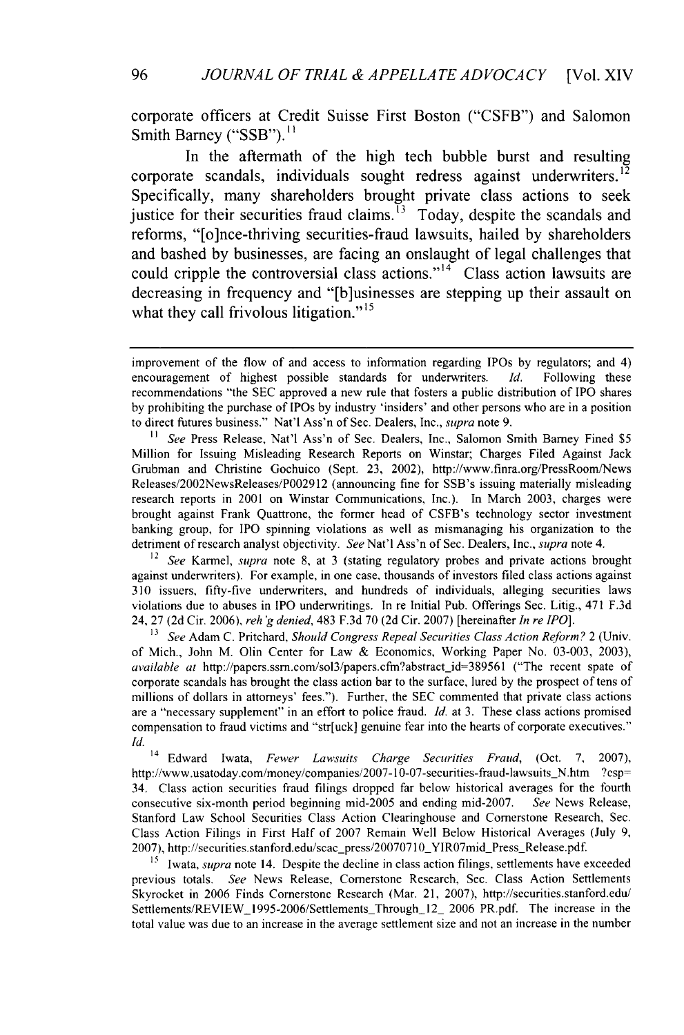corporate officers at Credit Suisse First Boston ("CSFB") and Salomon Smith Barney ("SSB").[11]

In the aftermath of the high tech bubble burst and resulting corporate scandals, individuals sought redress against underwriters.[12] Specifically, many shareholders brought private class actions to seek justice for their securities fraud claims.[13] Today, despite the scandals and reforms, "[o]nce-thriving securities-fraud lawsuits, hailed by shareholders and bashed by businesses, are facing an onslaught of legal challenges that could cripple the controversial class actions."[14] Class action lawsuits are decreasing in frequency and "[b]usinesses are stepping up their assault on what they call frivolous litigation."[15]

---

improvement of the flow of and access to information regarding IPOs by regulators; and 4) encouragement of highest possible standards for underwriters. *Id.* Following these recommendations "the SEC approved a new rule that fosters a public distribution of IPO shares by prohibiting the purchase of IPOs by industry 'insiders' and other persons who are in a position to direct futures business." Nat'l Ass'n of Sec. Dealers, Inc., *supra* note 9.

[11] *See* Press Release, Nat'l Ass'n of Sec. Dealers, Inc., Salomon Smith Barney Fined $5 Million for Issuing Misleading Research Reports on Winstar; Charges Filed Against Jack Grubman and Christine Gochuico (Sept. 23, 2002), http://www.finra.org/PressRoom/News Releases/2002NewsReleases/P002912 (announcing fine for SSB's issuing materially misleading research reports in 2001 on Winstar Communications, Inc.). In March 2003, charges were brought against Frank Quattrone, the former head of CSFB's technology sector investment banking group, for IPO spinning violations as well as mismanaging his organization to the detriment of research analyst objectivity. *See* Nat'l Ass'n of Sec. Dealers, Inc., *supra* note 4.

[12] *See* Karmel, *supra* note 8, at 3 (stating regulatory probes and private actions brought against underwriters). For example, in one case, thousands of investors filed class actions against 310 issuers, fifty-five underwriters, and hundreds of individuals, alleging securities laws violations due to abuses in IPO underwritings. In re Initial Pub. Offerings Sec. Litig., 471 F.3d 24, 27 (2d Cir. 2006), *reh'g denied*, 483 F.3d 70 (2d Cir. 2007) [hereinafter *In re IPO*].

[13] *See* Adam C. Pritchard, *Should Congress Repeal Securities Class Action Reform?* 2 (Univ. of Mich., John M. Olin Center for Law & Economics, Working Paper No. 03-003, 2003), *available at* http://papers.ssrn.com/sol3/papers.cfm?abstract_id=389561 ("The recent spate of corporate scandals has brought the class action bar to the surface, lured by the prospect of tens of millions of dollars in attorneys' fees."). Further, the SEC commented that private class actions are a "necessary supplement" in an effort to police fraud. *Id.* at 3. These class actions promised compensation to fraud victims and "str[uck] genuine fear into the hearts of corporate executives." *Id.*

[14] Edward Iwata, *Fewer Lawsuits Charge Securities Fraud*, (Oct. 7, 2007), http://www.usatoday.com/money/companies/2007-10-07-securities-fraud-lawsuits_N.htm ?csp=34. Class action securities fraud filings dropped far below historical averages for the fourth consecutive six-month period beginning mid-2005 and ending mid-2007. *See* News Release, Stanford Law School Securities Class Action Clearinghouse and Cornerstone Research, Sec. Class Action Filings in First Half of 2007 Remain Well Below Historical Averages (July 9, 2007), http://securities.stanford.edu/scac_press/20070710_YIR07mid_Press_Release.pdf.

[15] Iwata, *supra* note 14. Despite the decline in class action filings, settlements have exceeded previous totals. *See* News Release, Cornerstone Research, Sec. Class Action Settlements Skyrocket in 2006 Finds Cornerstone Research (Mar. 21, 2007), http://securities.stanford.edu/Settlements/REVIEW_1995-2006/Settlements_Through_12_ 2006 PR.pdf. The increase in the total value was due to an increase in the average settlement size and not an increase in the number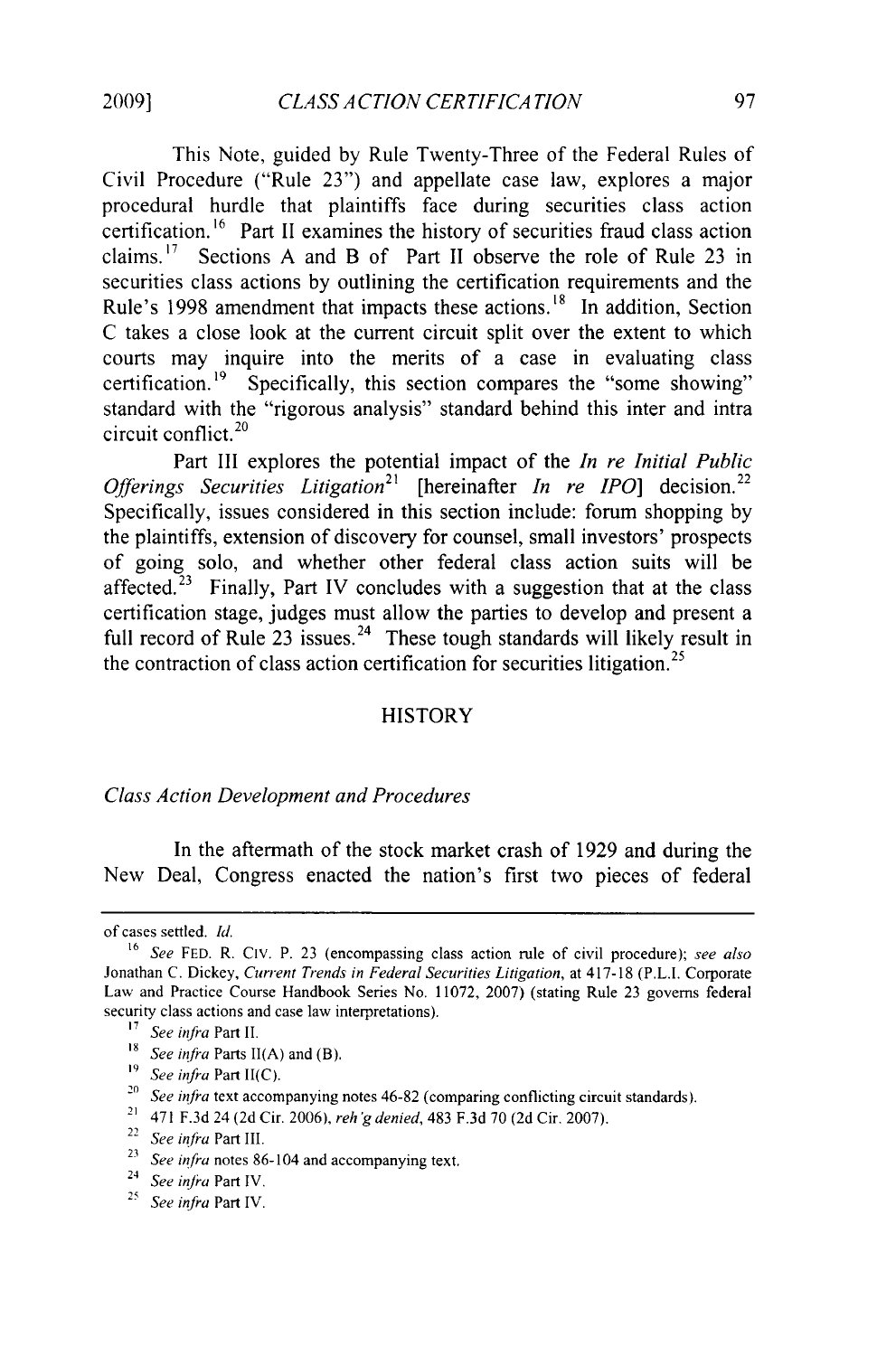This Note, guided by Rule Twenty-Three of the Federal Rules of Civil Procedure ("Rule 23") and appellate case law, explores a major procedural hurdle that plaintiffs face during securities class action certification.[16] Part II examines the history of securities fraud class action claims.[17] Sections A and B of Part II observe the role of Rule 23 in securities class actions by outlining the certification requirements and the Rule's 1998 amendment that impacts these actions.[18] In addition, Section C takes a close look at the current circuit split over the extent to which courts may inquire into the merits of a case in evaluating class certification.[19] Specifically, this section compares the "some showing" standard with the "rigorous analysis" standard behind this inter and intra circuit conflict.[20]

Part III explores the potential impact of the *In re Initial Public Offerings Securities Litigation*[21] [hereinafter *In re IPO*] decision.[22] Specifically, issues considered in this section include: forum shopping by the plaintiffs, extension of discovery for counsel, small investors' prospects of going solo, and whether other federal class action suits will be affected.[23] Finally, Part IV concludes with a suggestion that at the class certification stage, judges must allow the parties to develop and present a full record of Rule 23 issues.[24] These tough standards will likely result in the contraction of class action certification for securities litigation.[25]

## HISTORY

### *Class Action Development and Procedures*

In the aftermath of the stock market crash of 1929 and during the New Deal, Congress enacted the nation's first two pieces of federal

---

of cases settled. *Id.*

[16] *See* FED. R. CIV. P. 23 (encompassing class action rule of civil procedure); *see also* Jonathan C. Dickey, *Current Trends in Federal Securities Litigation*, at 417-18 (P.L.I. Corporate Law and Practice Course Handbook Series No. 11072, 2007) (stating Rule 23 governs federal security class actions and case law interpretations).

[17] *See infra* Part II.

[18] *See infra* Parts II(A) and (B).

[19] *See infra* Part II(C).

[20] *See infra* text accompanying notes 46-82 (comparing conflicting circuit standards).

[21] 471 F.3d 24 (2d Cir. 2006), *reh'g denied*, 483 F.3d 70 (2d Cir. 2007).

[22] *See infra* Part III.

[23] *See infra* notes 86-104 and accompanying text.

[24] *See infra* Part IV.

[25] *See infra* Part IV.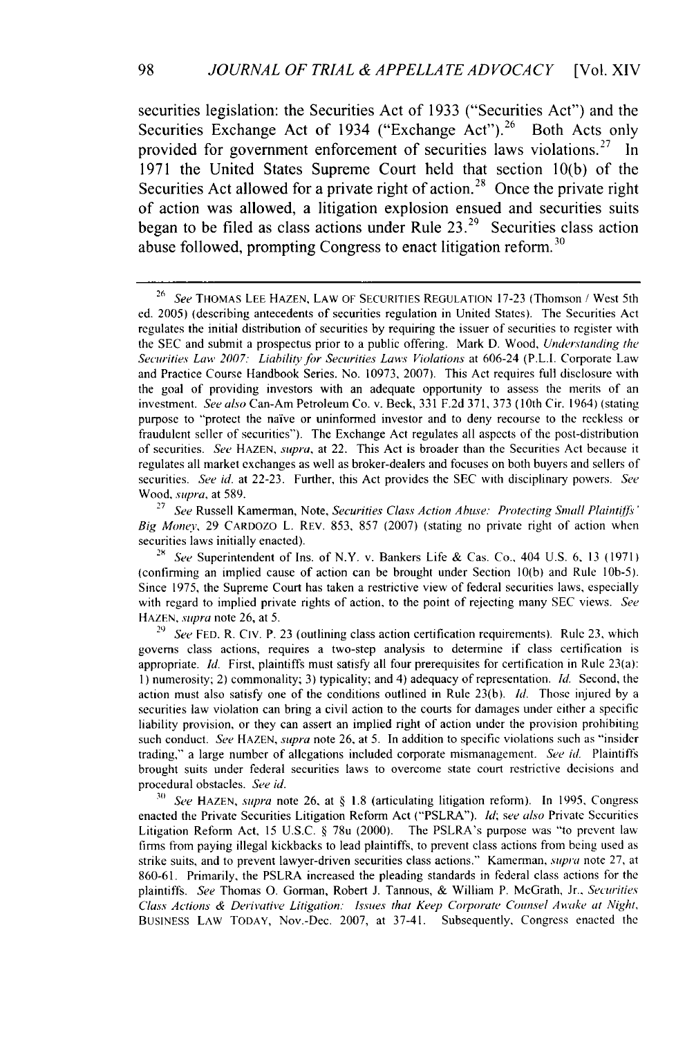securities legislation: the Securities Act of 1933 ("Securities Act") and the Securities Exchange Act of 1934 ("Exchange Act").[26] Both Acts only provided for government enforcement of securities laws violations.[27] In 1971 the United States Supreme Court held that section 10(b) of the Securities Act allowed for a private right of action.[28] Once the private right of action was allowed, a litigation explosion ensued and securities suits began to be filed as class actions under Rule 23.[29] Securities class action abuse followed, prompting Congress to enact litigation reform.[30]

---

[26] *See* THOMAS LEE HAZEN, LAW OF SECURITIES REGULATION 17-23 (Thomson / West 5th ed. 2005) (describing antecedents of securities regulation in United States). The Securities Act regulates the initial distribution of securities by requiring the issuer of securities to register with the SEC and submit a prospectus prior to a public offering. Mark D. Wood, *Understanding the Securities Law 2007: Liability for Securities Laws Violations* at 606-24 (P.L.I. Corporate Law and Practice Course Handbook Series, No. 10973, 2007). This Act requires full disclosure with the goal of providing investors with an adequate opportunity to assess the merits of an investment. *See also* Can-Am Petroleum Co. v. Beck, 331 F.2d 371, 373 (10th Cir. 1964) (stating purpose to "protect the naïve or uninformed investor and to deny recourse to the reckless or fraudulent seller of securities"). The Exchange Act regulates all aspects of the post-distribution of securities. *See* HAZEN, *supra*, at 22. This Act is broader than the Securities Act because it regulates all market exchanges as well as broker-dealers and focuses on both buyers and sellers of securities. *See id.* at 22-23. Further, this Act provides the SEC with disciplinary powers. *See* Wood, *supra*, at 589.

[27] *See* Russell Kamerman, Note, *Securities Class Action Abuse: Protecting Small Plaintiffs' Big Money*, 29 CARDOZO L. REV. 853, 857 (2007) (stating no private right of action when securities laws initially enacted).

[28] *See* Superintendent of Ins. of N.Y. v. Bankers Life & Cas. Co., 404 U.S. 6, 13 (1971) (confirming an implied cause of action can be brought under Section 10(b) and Rule 10b-5). Since 1975, the Supreme Court has taken a restrictive view of federal securities laws, especially with regard to implied private rights of action, to the point of rejecting many SEC views. *See* HAZEN, *supra* note 26, at 5.

[29] *See* FED. R. CIV. P. 23 (outlining class action certification requirements). Rule 23, which governs class actions, requires a two-step analysis to determine if class certification is appropriate. *Id.* First, plaintiffs must satisfy all four prerequisites for certification in Rule 23(a): 1) numerosity; 2) commonality; 3) typicality; and 4) adequacy of representation. *Id.* Second, the action must also satisfy one of the conditions outlined in Rule 23(b). *Id.* Those injured by a securities law violation can bring a civil action to the courts for damages under either a specific liability provision, or they can assert an implied right of action under the provision prohibiting such conduct. *See* HAZEN, *supra* note 26, at 5. In addition to specific violations such as "insider trading," a large number of allegations included corporate mismanagement. *See id.* Plaintiffs brought suits under federal securities laws to overcome state court restrictive decisions and procedural obstacles. *See id.*

[30] *See* HAZEN, *supra* note 26, at § 1.8 (articulating litigation reform). In 1995, Congress enacted the Private Securities Litigation Reform Act ("PSLRA"). *Id*; *see also* Private Securities Litigation Reform Act, 15 U.S.C. § 78u (2000). The PSLRA's purpose was "to prevent law firms from paying illegal kickbacks to lead plaintiffs, to prevent class actions from being used as strike suits, and to prevent lawyer-driven securities class actions." Kamerman, *supra* note 27, at 860-61. Primarily, the PSLRA increased the pleading standards in federal class actions for the plaintiffs. *See* Thomas O. Gorman, Robert J. Tannous, & William P. McGrath, Jr., *Securities Class Actions & Derivative Litigation: Issues that Keep Corporate Counsel Awake at Night*, BUSINESS LAW TODAY, Nov.-Dec. 2007, at 37-41. Subsequently, Congress enacted the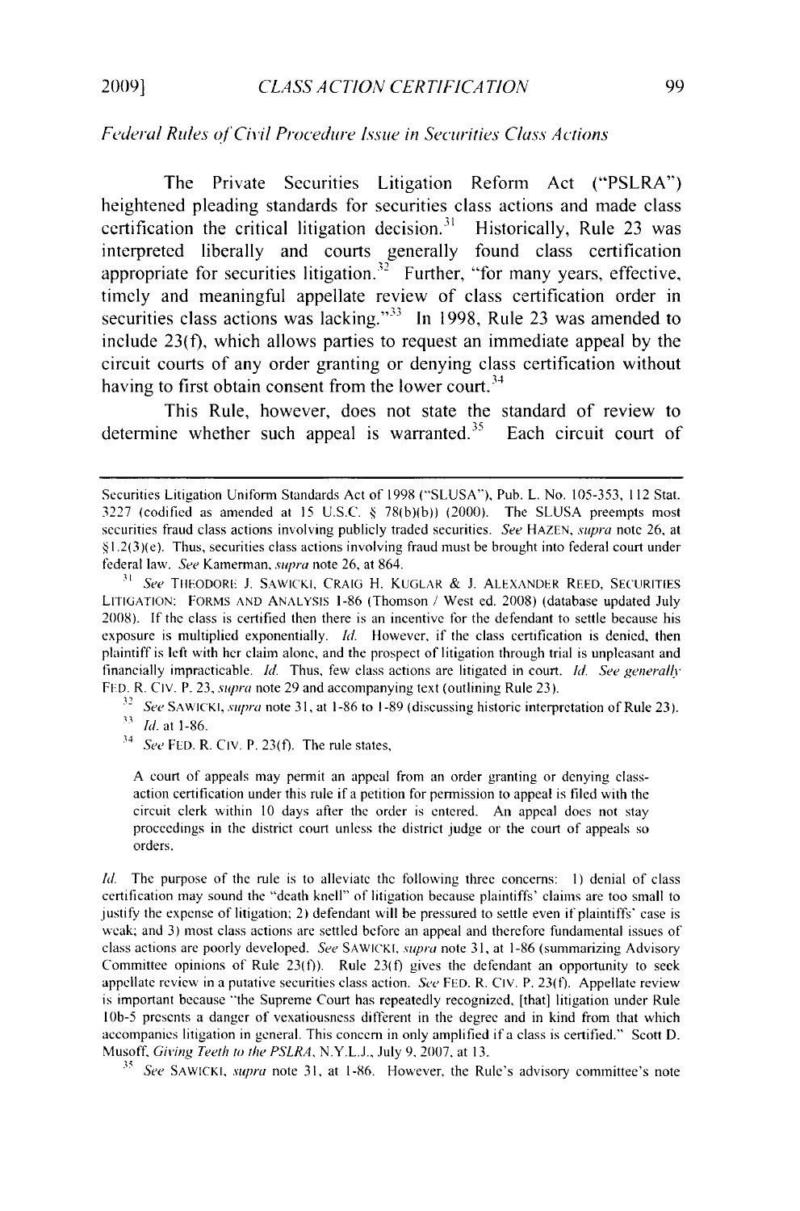*Federal Rules of Civil Procedure Issue in Securities Class Actions*

The Private Securities Litigation Reform Act ("PSLRA") heightened pleading standards for securities class actions and made class certification the critical litigation decision.[31] Historically, Rule 23 was interpreted liberally and courts generally found class certification appropriate for securities litigation.[32] Further, "for many years, effective, timely and meaningful appellate review of class certification order in securities class actions was lacking."[33] In 1998, Rule 23 was amended to include 23(f), which allows parties to request an immediate appeal by the circuit courts of any order granting or denying class certification without having to first obtain consent from the lower court.[34]

This Rule, however, does not state the standard of review to determine whether such appeal is warranted.[35] Each circuit court of

---

Securities Litigation Uniform Standards Act of 1998 ("SLUSA"), Pub. L. No. 105-353, 112 Stat. 3227 (codified as amended at 15 U.S.C. § 78(b)(b)) (2000). The SLUSA preempts most securities fraud class actions involving publicly traded securities. *See* HAZEN, *supra* note 26, at §1.2(3)(e). Thus, securities class actions involving fraud must be brought into federal court under federal law. *See* Kamerman, *supra* note 26, at 864.

[31] *See* THEODORE J. SAWICKI, CRAIG H. KUGLAR & J. ALEXANDER REED, SECURITIES LITIGATION: FORMS AND ANALYSIS 1-86 (Thomson / West ed. 2008) (database updated July 2008). If the class is certified then there is an incentive for the defendant to settle because his exposure is multiplied exponentially. *Id.* However, if the class certification is denied, then plaintiff is left with her claim alone, and the prospect of litigation through trial is unpleasant and financially impracticable. *Id.* Thus, few class actions are litigated in court. *Id. See generally* FED. R. CIV. P. 23, *supra* note 29 and accompanying text (outlining Rule 23).

[32] *See* SAWICKI, *supra* note 31, at 1-86 to 1-89 (discussing historic interpretation of Rule 23).

[33] *Id.* at 1-86.

[34] *See* FED. R. CIV. P. 23(f). The rule states,

> A court of appeals may permit an appeal from an order granting or denying class-action certification under this rule if a petition for permission to appeal is filed with the circuit clerk within 10 days after the order is entered. An appeal does not stay proceedings in the district court unless the district judge or the court of appeals so orders.

*Id.* The purpose of the rule is to alleviate the following three concerns: 1) denial of class certification may sound the "death knell" of litigation because plaintiffs' claims are too small to justify the expense of litigation; 2) defendant will be pressured to settle even if plaintiffs' case is weak; and 3) most class actions are settled before an appeal and therefore fundamental issues of class actions are poorly developed. *See* SAWICKI, *supra* note 31, at 1-86 (summarizing Advisory Committee opinions of Rule 23(f)). Rule 23(f) gives the defendant an opportunity to seek appellate review in a putative securities class action. *See* FED. R. CIV. P. 23(f). Appellate review is important because "the Supreme Court has repeatedly recognized, [that] litigation under Rule 10b-5 presents a danger of vexatiousness different in the degree and in kind from that which accompanies litigation in general. This concern in only amplified if a class is certified." Scott D. Musoff, *Giving Teeth to the PSLRA*, N.Y.L.J., July 9, 2007, at 13.

[35] *See* SAWICKI, *supra* note 31, at 1-86. However, the Rule's advisory committee's note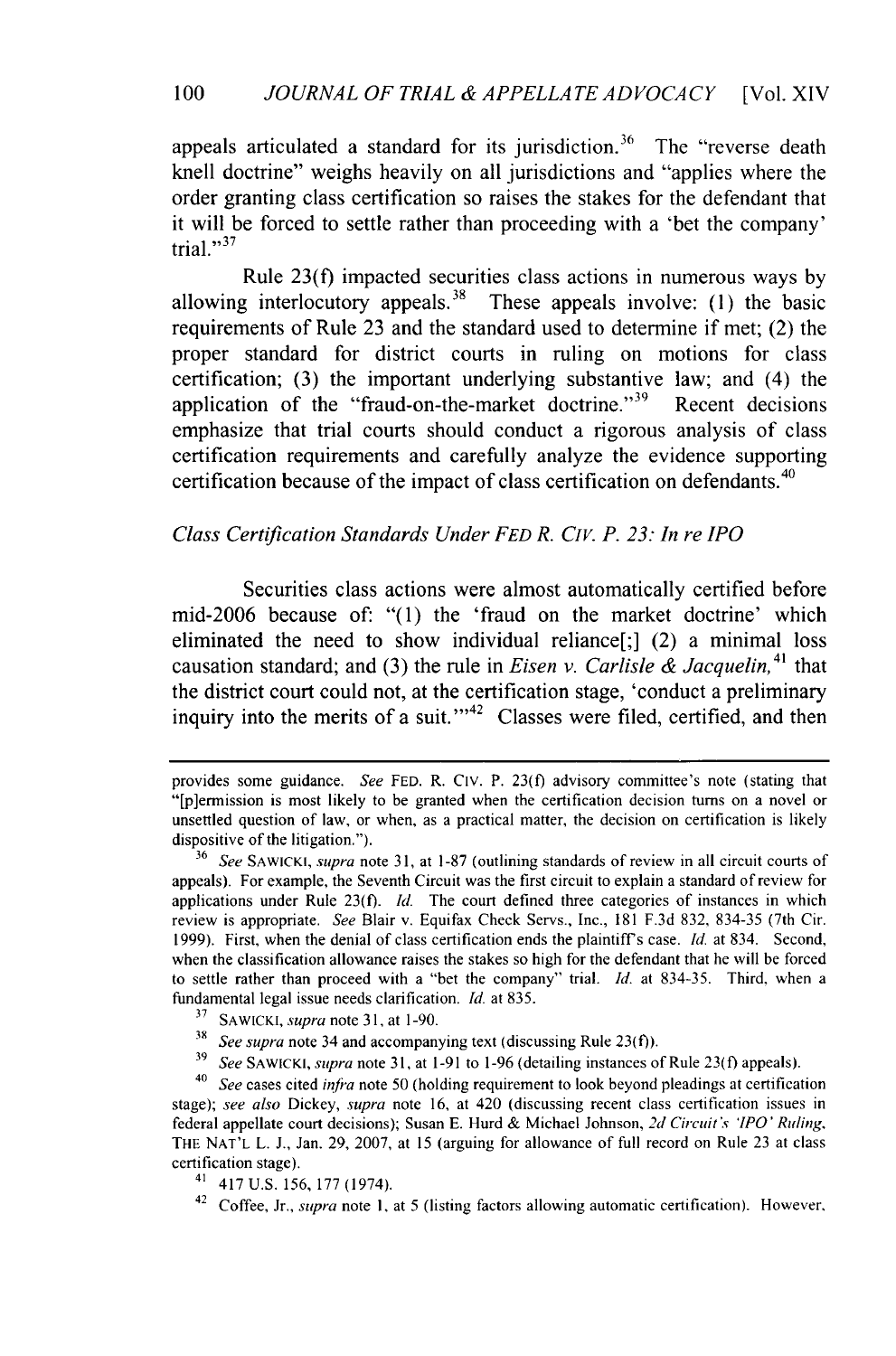appeals articulated a standard for its jurisdiction.[36] The "reverse death knell doctrine" weighs heavily on all jurisdictions and "applies where the order granting class certification so raises the stakes for the defendant that it will be forced to settle rather than proceeding with a 'bet the company' trial."[37]

Rule 23(f) impacted securities class actions in numerous ways by allowing interlocutory appeals.[38] These appeals involve: (1) the basic requirements of Rule 23 and the standard used to determine if met; (2) the proper standard for district courts in ruling on motions for class certification; (3) the important underlying substantive law; and (4) the application of the "fraud-on-the-market doctrine."[39] Recent decisions emphasize that trial courts should conduct a rigorous analysis of class certification requirements and carefully analyze the evidence supporting certification because of the impact of class certification on defendants.[40]

*Class Certification Standards Under FED R. CIV. P. 23: In re IPO*

Securities class actions were almost automatically certified before mid-2006 because of: "(1) the 'fraud on the market doctrine' which eliminated the need to show individual reliance[;] (2) a minimal loss causation standard; and (3) the rule in *Eisen v. Carlisle & Jacquelin,*[41] that the district court could not, at the certification stage, 'conduct a preliminary inquiry into the merits of a suit.'"[42] Classes were filed, certified, and then

---

provides some guidance. *See* FED. R. CIV. P. 23(f) advisory committee's note (stating that "[p]ermission is most likely to be granted when the certification decision turns on a novel or unsettled question of law, or when, as a practical matter, the decision on certification is likely dispositive of the litigation.").

[36] *See* SAWICKI, *supra* note 31, at 1-87 (outlining standards of review in all circuit courts of appeals). For example, the Seventh Circuit was the first circuit to explain a standard of review for applications under Rule 23(f). *Id.* The court defined three categories of instances in which review is appropriate. *See* Blair v. Equifax Check Servs., Inc., 181 F.3d 832, 834-35 (7th Cir. 1999). First, when the denial of class certification ends the plaintiff's case. *Id.* at 834. Second, when the classification allowance raises the stakes so high for the defendant that he will be forced to settle rather than proceed with a "bet the company" trial. *Id.* at 834-35. Third, when a fundamental legal issue needs clarification. *Id.* at 835.

[37] SAWICKI, *supra* note 31, at 1-90.

[38] *See supra* note 34 and accompanying text (discussing Rule 23(f)).

[39] *See* SAWICKI, *supra* note 31, at 1-91 to 1-96 (detailing instances of Rule 23(f) appeals).

[40] *See* cases cited *infra* note 50 (holding requirement to look beyond pleadings at certification stage); *see also* Dickey, *supra* note 16, at 420 (discussing recent class certification issues in federal appellate court decisions); Susan E. Hurd & Michael Johnson, *2d Circuit's 'IPO' Ruling*, THE NAT'L L. J., Jan. 29, 2007, at 15 (arguing for allowance of full record on Rule 23 at class certification stage).

[41] 417 U.S. 156, 177 (1974).

[42] Coffee, Jr., *supra* note 1, at 5 (listing factors allowing automatic certification). However,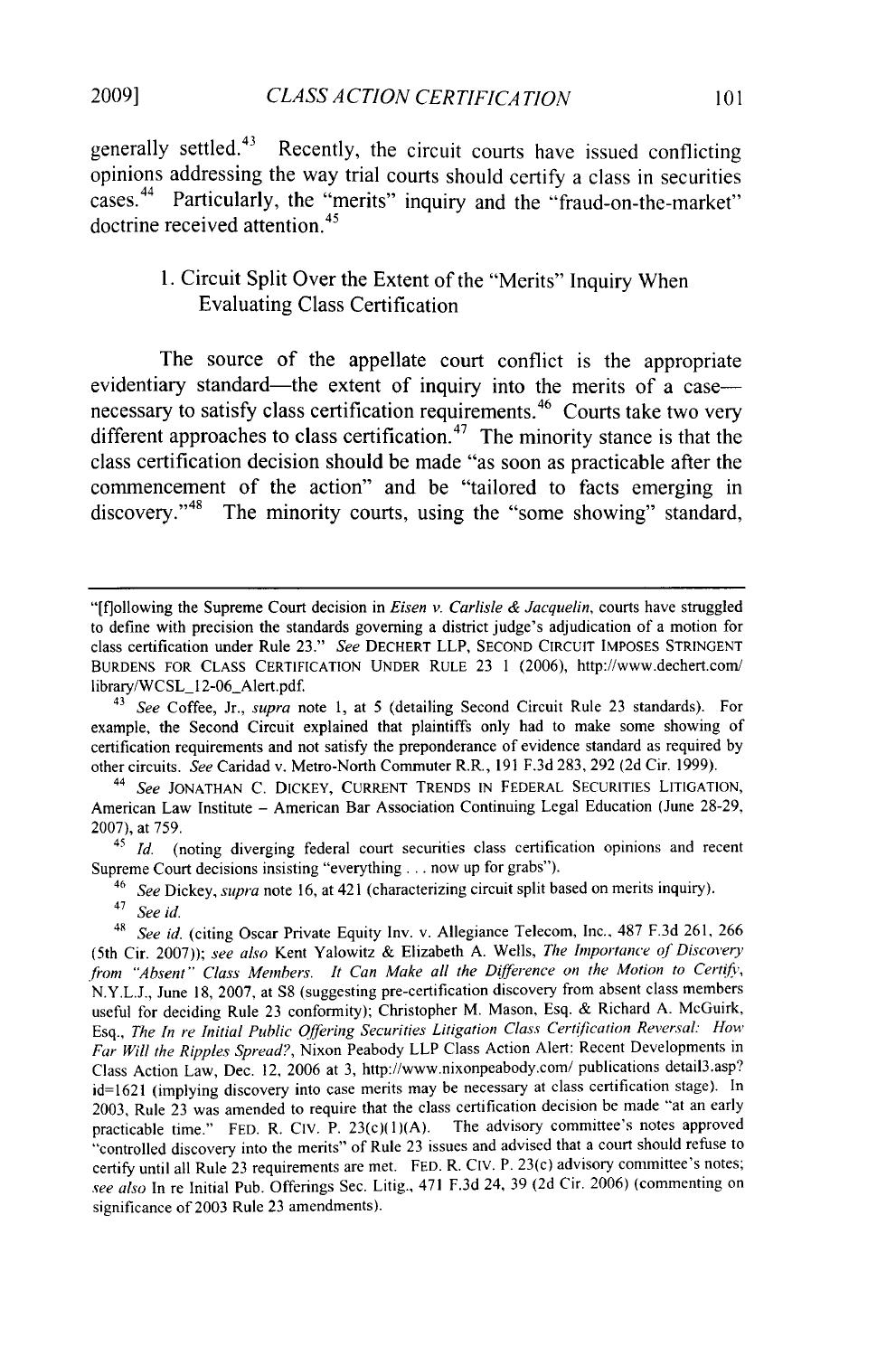generally settled.[43] Recently, the circuit courts have issued conflicting opinions addressing the way trial courts should certify a class in securities cases.[44] Particularly, the "merits" inquiry and the "fraud-on-the-market" doctrine received attention.[45]

### 1. Circuit Split Over the Extent of the "Merits" Inquiry When Evaluating Class Certification

The source of the appellate court conflict is the appropriate evidentiary standard—the extent of inquiry into the merits of a case—necessary to satisfy class certification requirements.[46] Courts take two very different approaches to class certification.[47] The minority stance is that the class certification decision should be made "as soon as practicable after the commencement of the action" and be "tailored to facts emerging in discovery."[48] The minority courts, using the "some showing" standard,

---

"[f]ollowing the Supreme Court decision in *Eisen v. Carlisle & Jacquelin*, courts have struggled to define with precision the standards governing a district judge's adjudication of a motion for class certification under Rule 23." *See* DECHERT LLP, SECOND CIRCUIT IMPOSES STRINGENT BURDENS FOR CLASS CERTIFICATION UNDER RULE 23 1 (2006), http://www.dechert.com/library/WCSL_12-06_Alert.pdf.

[43] *See* Coffee, Jr., *supra* note 1, at 5 (detailing Second Circuit Rule 23 standards). For example, the Second Circuit explained that plaintiffs only had to make some showing of certification requirements and not satisfy the preponderance of evidence standard as required by other circuits. *See* Caridad v. Metro-North Commuter R.R., 191 F.3d 283, 292 (2d Cir. 1999).

[44] *See* JONATHAN C. DICKEY, CURRENT TRENDS IN FEDERAL SECURITIES LITIGATION, American Law Institute – American Bar Association Continuing Legal Education (June 28-29, 2007), at 759.

[45] *Id.* (noting diverging federal court securities class certification opinions and recent Supreme Court decisions insisting "everything . . . now up for grabs").

[46] *See* Dickey, *supra* note 16, at 421 (characterizing circuit split based on merits inquiry).

[47] *See id.*

[48] *See id.* (citing Oscar Private Equity Inv. v. Allegiance Telecom, Inc., 487 F.3d 261, 266 (5th Cir. 2007)); *see also* Kent Yalowitz & Elizabeth A. Wells, *The Importance of Discovery from "Absent" Class Members. It Can Make all the Difference on the Motion to Certify*, N.Y.L.J., June 18, 2007, at S8 (suggesting pre-certification discovery from absent class members useful for deciding Rule 23 conformity); Christopher M. Mason, Esq. & Richard A. McGuirk, Esq., *The In re Initial Public Offering Securities Litigation Class Certification Reversal: How Far Will the Ripples Spread?*, Nixon Peabody LLP Class Action Alert: Recent Developments in Class Action Law, Dec. 12, 2006 at 3, http://www.nixonpeabody.com/ publications detail3.asp?id=1621 (implying discovery into case merits may be necessary at class certification stage). In 2003, Rule 23 was amended to require that the class certification decision be made "at an early practicable time." FED. R. CIV. P. 23(c)(1)(A). The advisory committee's notes approved "controlled discovery into the merits" of Rule 23 issues and advised that a court should refuse to certify until all Rule 23 requirements are met. FED. R. CIV. P. 23(c) advisory committee's notes; *see also* In re Initial Pub. Offerings Sec. Litig., 471 F.3d 24, 39 (2d Cir. 2006) (commenting on significance of 2003 Rule 23 amendments).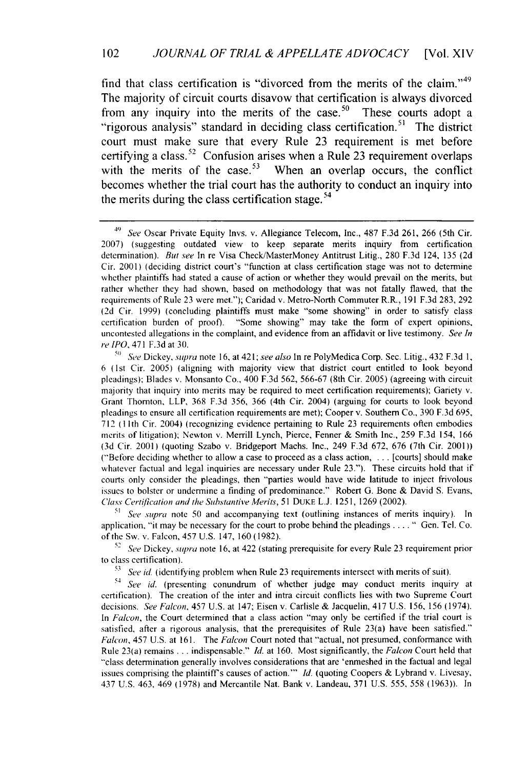find that class certification is "divorced from the merits of the claim."[49] The majority of circuit courts disavow that certification is always divorced from any inquiry into the merits of the case.[50] These courts adopt a "rigorous analysis" standard in deciding class certification.[51] The district court must make sure that every Rule 23 requirement is met before certifying a class.[52] Confusion arises when a Rule 23 requirement overlaps with the merits of the case.[53] When an overlap occurs, the conflict becomes whether the trial court has the authority to conduct an inquiry into the merits during the class certification stage.[54]

---

[49] *See* Oscar Private Equity Invs. v. Allegiance Telecom, Inc., 487 F.3d 261, 266 (5th Cir. 2007) (suggesting outdated view to keep separate merits inquiry from certification determination). *But see* In re Visa Check/MasterMoney Antitrust Litig., 280 F.3d 124, 135 (2d Cir. 2001) (deciding district court's "function at class certification stage was not to determine whether plaintiffs had stated a cause of action or whether they would prevail on the merits, but rather whether they had shown, based on methodology that was not fatally flawed, that the requirements of Rule 23 were met."); Caridad v. Metro-North Commuter R.R., 191 F.3d 283, 292 (2d Cir. 1999) (concluding plaintiffs must make "some showing" in order to satisfy class certification burden of proof). "Some showing" may take the form of expert opinions, uncontested allegations in the complaint, and evidence from an affidavit or live testimony. *See In re IPO*, 471 F.3d at 30.

[50] *See* Dickey, *supra* note 16, at 421; *see also* In re PolyMedica Corp. Sec. Litig., 432 F.3d 1, 6 (1st Cir. 2005) (aligning with majority view that district court entitled to look beyond pleadings); Blades v. Monsanto Co., 400 F.3d 562, 566-67 (8th Cir. 2005) (agreeing with circuit majority that inquiry into merits may be required to meet certification requirements); Gariety v. Grant Thornton, LLP, 368 F.3d 356, 366 (4th Cir. 2004) (arguing for courts to look beyond pleadings to ensure all certification requirements are met); Cooper v. Southern Co., 390 F.3d 695, 712 (11th Cir. 2004) (recognizing evidence pertaining to Rule 23 requirements often embodies merits of litigation); Newton v. Merrill Lynch, Pierce, Fenner & Smith Inc., 259 F.3d 154, 166 (3d Cir. 2001) (quoting Szabo v. Bridgeport Machs. Inc., 249 F.3d 672, 676 (7th Cir. 2001)) ("Before deciding whether to allow a case to proceed as a class action, . . . [courts] should make whatever factual and legal inquiries are necessary under Rule 23."). These circuits hold that if courts only consider the pleadings, then "parties would have wide latitude to inject frivolous issues to bolster or undermine a finding of predominance." Robert G. Bone & David S. Evans, *Class Certification and the Substantive Merits*, 51 DUKE L.J. 1251, 1269 (2002).

[51] *See supra* note 50 and accompanying text (outlining instances of merits inquiry). In application, "it may be necessary for the court to probe behind the pleadings . . . . " Gen. Tel. Co. of the Sw. v. Falcon, 457 U.S. 147, 160 (1982).

[52] *See* Dickey, *supra* note 16, at 422 (stating prerequisite for every Rule 23 requirement prior to class certification).

[53] *See id.* (identifying problem when Rule 23 requirements intersect with merits of suit).

[54] *See id.* (presenting conundrum of whether judge may conduct merits inquiry at certification). The creation of the inter and intra circuit conflicts lies with two Supreme Court decisions. *See Falcon*, 457 U.S. at 147; Eisen v. Carlisle & Jacquelin, 417 U.S. 156, 156 (1974). In *Falcon*, the Court determined that a class action "may only be certified if the trial court is satisfied, after a rigorous analysis, that the prerequisites of Rule 23(a) have been satisfied." *Falcon*, 457 U.S. at 161. The *Falcon* Court noted that "actual, not presumed, conformance with Rule 23(a) remains . . . indispensable." *Id.* at 160. Most significantly, the *Falcon* Court held that "class determination generally involves considerations that are 'enmeshed in the factual and legal issues comprising the plaintiff's causes of action.'" *Id.* (quoting Coopers & Lybrand v. Livesay, 437 U.S. 463, 469 (1978) and Mercantile Nat. Bank v. Landeau, 371 U.S. 555, 558 (1963)). In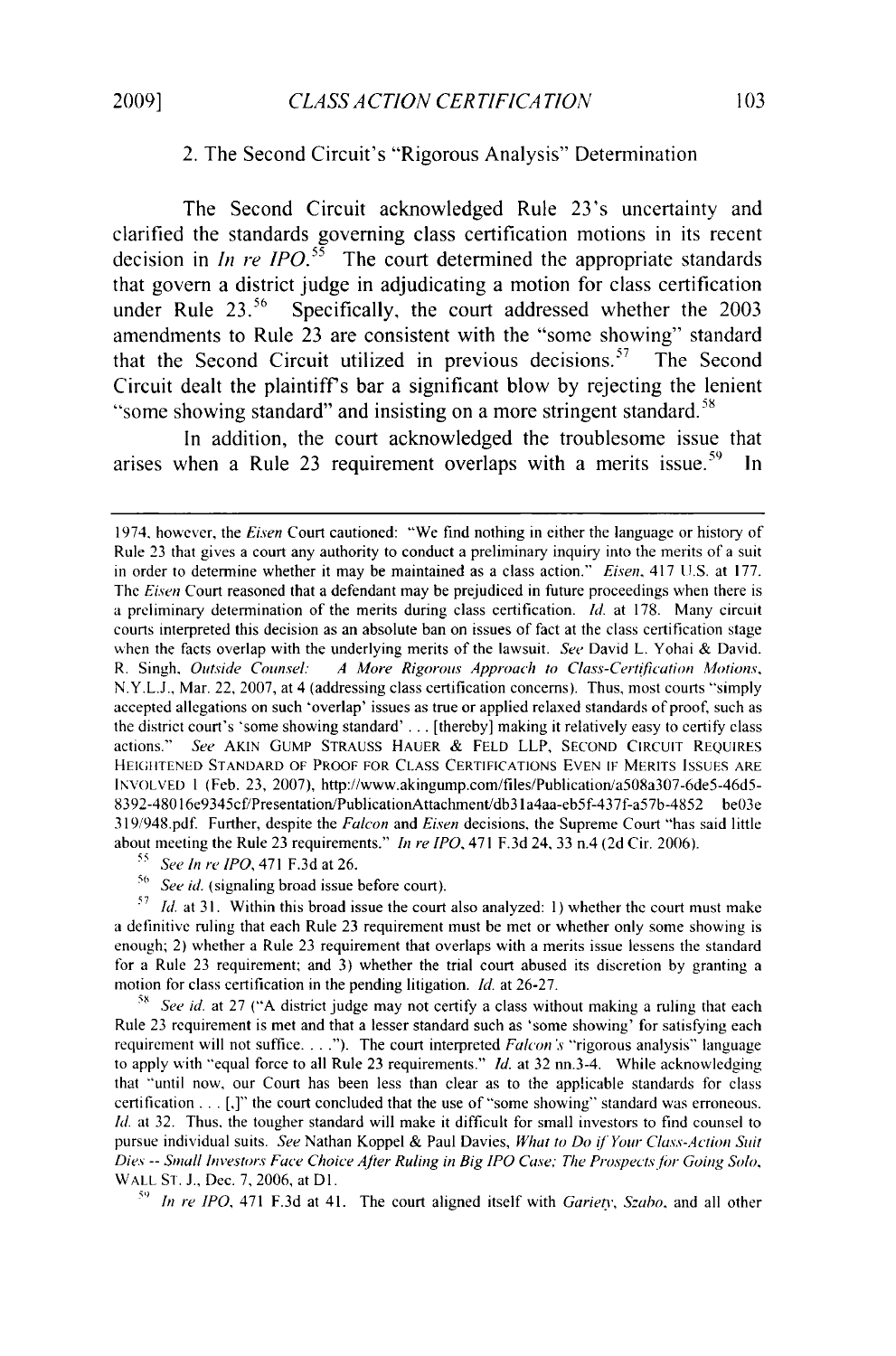### 2. The Second Circuit's "Rigorous Analysis" Determination

The Second Circuit acknowledged Rule 23's uncertainty and clarified the standards governing class certification motions in its recent decision in *In re IPO*.[55] The court determined the appropriate standards that govern a district judge in adjudicating a motion for class certification under Rule 23.[56] Specifically, the court addressed whether the 2003 amendments to Rule 23 are consistent with the "some showing" standard that the Second Circuit utilized in previous decisions.[57] The Second Circuit dealt the plaintiff's bar a significant blow by rejecting the lenient "some showing standard" and insisting on a more stringent standard.[58]

In addition, the court acknowledged the troublesome issue that arises when a Rule 23 requirement overlaps with a merits issue.[59] In

---

1974, however, the *Eisen* Court cautioned: "We find nothing in either the language or history of Rule 23 that gives a court any authority to conduct a preliminary inquiry into the merits of a suit in order to determine whether it may be maintained as a class action." *Eisen*, 417 U.S. at 177. The *Eisen* Court reasoned that a defendant may be prejudiced in future proceedings when there is a preliminary determination of the merits during class certification. *Id.* at 178. Many circuit courts interpreted this decision as an absolute ban on issues of fact at the class certification stage when the facts overlap with the underlying merits of the lawsuit. *See* David L. Yohai & David. R. Singh, *Outside Counsel: A More Rigorous Approach to Class-Certification Motions*, N.Y.L.J., Mar. 22, 2007, at 4 (addressing class certification concerns). Thus, most courts "simply accepted allegations on such 'overlap' issues as true or applied relaxed standards of proof, such as the district court's 'some showing standard' . . . [thereby] making it relatively easy to certify class actions." *See* AKIN GUMP STRAUSS HAUER & FELD LLP, SECOND CIRCUIT REQUIRES HEIGHTENED STANDARD OF PROOF FOR CLASS CERTIFICATIONS EVEN IF MERITS ISSUES ARE INVOLVED 1 (Feb. 23, 2007), http://www.akingump.com/files/Publication/a508a307-6de5-46d5-8392-48016e9345cf/Presentation/PublicationAttachment/db31a4aa-eb5f-437f-a57b-4852 be03e 319/948.pdf. Further, despite the *Falcon* and *Eisen* decisions, the Supreme Court "has said little about meeting the Rule 23 requirements." *In re IPO*, 471 F.3d 24, 33 n.4 (2d Cir. 2006).

[55] *See In re IPO*, 471 F.3d at 26.

[56] *See id.* (signaling broad issue before court).

[57] *Id.* at 31. Within this broad issue the court also analyzed: 1) whether the court must make a definitive ruling that each Rule 23 requirement must be met or whether only some showing is enough; 2) whether a Rule 23 requirement that overlaps with a merits issue lessens the standard for a Rule 23 requirement; and 3) whether the trial court abused its discretion by granting a motion for class certification in the pending litigation. *Id.* at 26-27.

[58] *See id.* at 27 ("A district judge may not certify a class without making a ruling that each Rule 23 requirement is met and that a lesser standard such as 'some showing' for satisfying each requirement will not suffice. . . ."). The court interpreted *Falcon's* "rigorous analysis" language to apply with "equal force to all Rule 23 requirements." *Id.* at 32 nn.3-4. While acknowledging that "until now, our Court has been less than clear as to the applicable standards for class certification . . . [,]" the court concluded that the use of "some showing" standard was erroneous. *Id.* at 32. Thus, the tougher standard will make it difficult for small investors to find counsel to pursue individual suits. *See* Nathan Koppel & Paul Davies, *What to Do if Your Class-Action Suit Dies -- Small Investors Face Choice After Ruling in Big IPO Case; The Prospects for Going Solo*, WALL ST. J., Dec. 7, 2006, at D1.

[59] *In re IPO*, 471 F.3d at 41. The court aligned itself with *Gariety*, *Szabo*, and all other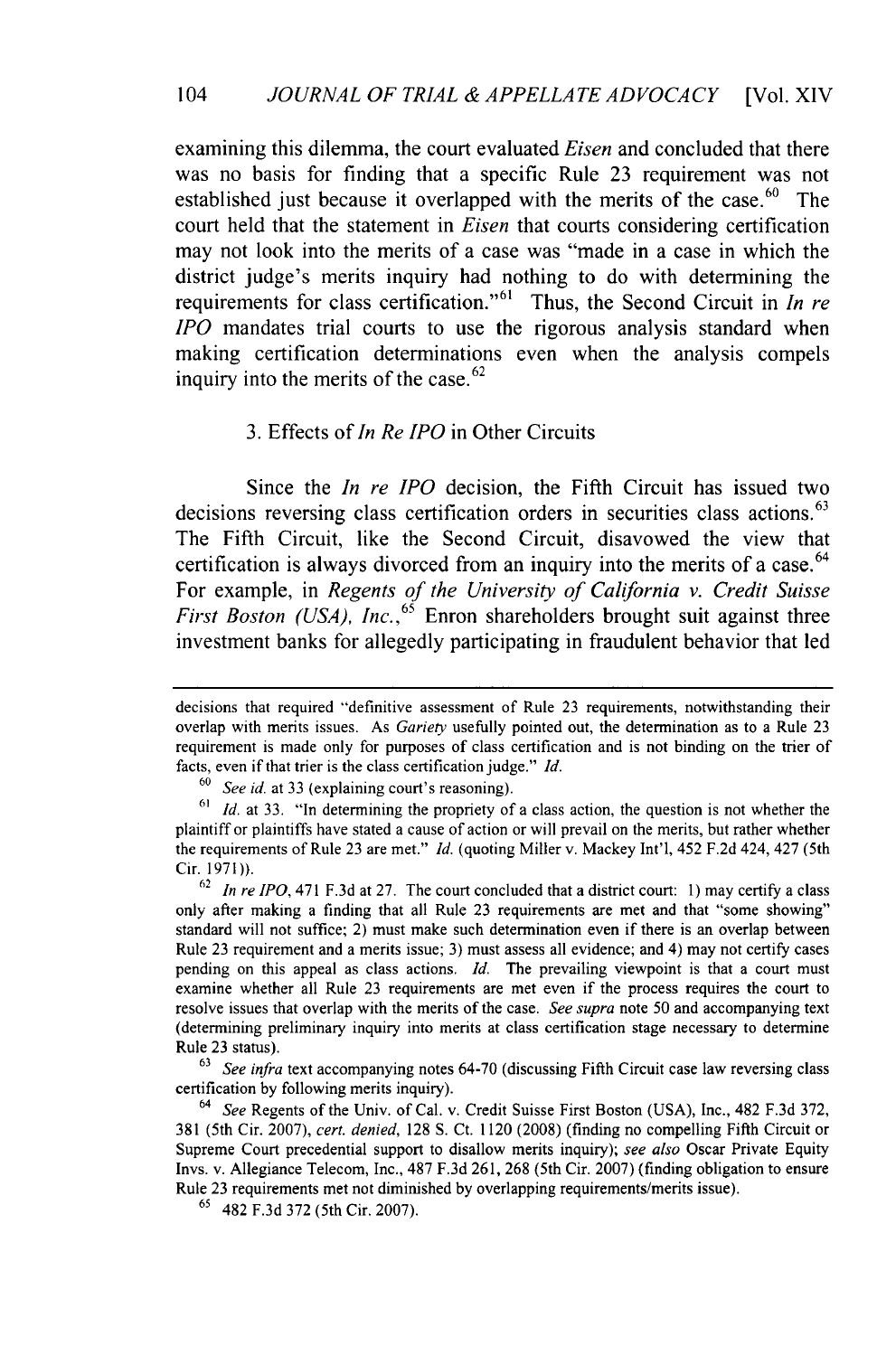examining this dilemma, the court evaluated *Eisen* and concluded that there was no basis for finding that a specific Rule 23 requirement was not established just because it overlapped with the merits of the case.[60] The court held that the statement in *Eisen* that courts considering certification may not look into the merits of a case was "made in a case in which the district judge's merits inquiry had nothing to do with determining the requirements for class certification."[61] Thus, the Second Circuit in *In re IPO* mandates trial courts to use the rigorous analysis standard when making certification determinations even when the analysis compels inquiry into the merits of the case.[62]

### 3. Effects of *In Re IPO* in Other Circuits

Since the *In re IPO* decision, the Fifth Circuit has issued two decisions reversing class certification orders in securities class actions.[63] The Fifth Circuit, like the Second Circuit, disavowed the view that certification is always divorced from an inquiry into the merits of a case.[64] For example, in *Regents of the University of California v. Credit Suisse First Boston (USA), Inc.*,[65] Enron shareholders brought suit against three investment banks for allegedly participating in fraudulent behavior that led

---

decisions that required "definitive assessment of Rule 23 requirements, notwithstanding their overlap with merits issues. As *Gariety* usefully pointed out, the determination as to a Rule 23 requirement is made only for purposes of class certification and is not binding on the trier of facts, even if that trier is the class certification judge." *Id.*

[60] *See id.* at 33 (explaining court's reasoning).

[61] *Id.* at 33. "In determining the propriety of a class action, the question is not whether the plaintiff or plaintiffs have stated a cause of action or will prevail on the merits, but rather whether the requirements of Rule 23 are met." *Id.* (quoting Miller v. Mackey Int'l, 452 F.2d 424, 427 (5th Cir. 1971)).

[62] *In re IPO*, 471 F.3d at 27. The court concluded that a district court: 1) may certify a class only after making a finding that all Rule 23 requirements are met and that "some showing" standard will not suffice; 2) must make such determination even if there is an overlap between Rule 23 requirement and a merits issue; 3) must assess all evidence; and 4) may not certify cases pending on this appeal as class actions. *Id.* The prevailing viewpoint is that a court must examine whether all Rule 23 requirements are met even if the process requires the court to resolve issues that overlap with the merits of the case. *See supra* note 50 and accompanying text (determining preliminary inquiry into merits at class certification stage necessary to determine Rule 23 status).

[63] *See infra* text accompanying notes 64-70 (discussing Fifth Circuit case law reversing class certification by following merits inquiry).

[64] *See* Regents of the Univ. of Cal. v. Credit Suisse First Boston (USA), Inc., 482 F.3d 372, 381 (5th Cir. 2007), *cert. denied*, 128 S. Ct. 1120 (2008) (finding no compelling Fifth Circuit or Supreme Court precedential support to disallow merits inquiry); *see also* Oscar Private Equity Invs. v. Allegiance Telecom, Inc., 487 F.3d 261, 268 (5th Cir. 2007) (finding obligation to ensure Rule 23 requirements met not diminished by overlapping requirements/merits issue).

[65] 482 F.3d 372 (5th Cir. 2007).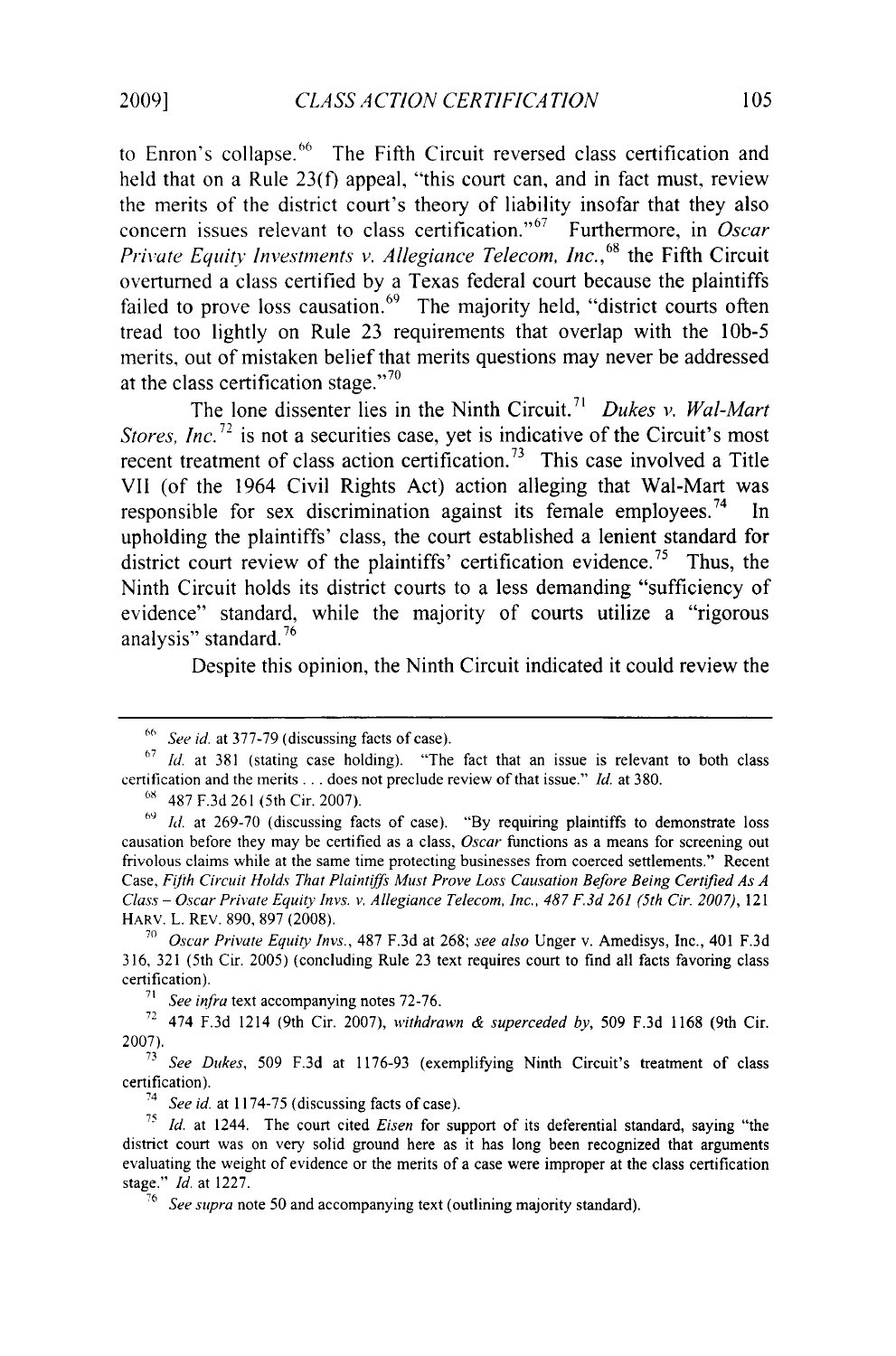to Enron's collapse.[66] The Fifth Circuit reversed class certification and held that on a Rule 23(f) appeal, "this court can, and in fact must, review the merits of the district court's theory of liability insofar that they also concern issues relevant to class certification."[67] Furthermore, in *Oscar Private Equity Investments v. Allegiance Telecom, Inc.*,[68] the Fifth Circuit overturned a class certified by a Texas federal court because the plaintiffs failed to prove loss causation.[69] The majority held, "district courts often tread too lightly on Rule 23 requirements that overlap with the 10b-5 merits, out of mistaken belief that merits questions may never be addressed at the class certification stage."[70]

The lone dissenter lies in the Ninth Circuit.[71] *Dukes v. Wal-Mart Stores, Inc.*[72] is not a securities case, yet is indicative of the Circuit's most recent treatment of class action certification.[73] This case involved a Title VII (of the 1964 Civil Rights Act) action alleging that Wal-Mart was responsible for sex discrimination against its female employees.[74] In upholding the plaintiffs' class, the court established a lenient standard for district court review of the plaintiffs' certification evidence.[75] Thus, the Ninth Circuit holds its district courts to a less demanding "sufficiency of evidence" standard, while the majority of courts utilize a "rigorous analysis" standard.[76]

Despite this opinion, the Ninth Circuit indicated it could review the

---

[66] *See id.* at 377-79 (discussing facts of case).

[67] *Id.* at 381 (stating case holding). "The fact that an issue is relevant to both class certification and the merits . . . does not preclude review of that issue." *Id.* at 380.

[68] 487 F.3d 261 (5th Cir. 2007).

[69] *Id.* at 269-70 (discussing facts of case). "By requiring plaintiffs to demonstrate loss causation before they may be certified as a class, *Oscar* functions as a means for screening out frivolous claims while at the same time protecting businesses from coerced settlements." Recent Case, *Fifth Circuit Holds That Plaintiffs Must Prove Loss Causation Before Being Certified As A Class – Oscar Private Equity Invs. v. Allegiance Telecom, Inc., 487 F.3d 261 (5th Cir. 2007)*, 121 HARV. L. REV. 890, 897 (2008).

[70] *Oscar Private Equity Invs.*, 487 F.3d at 268; *see also* Unger v. Amedisys, Inc., 401 F.3d 316, 321 (5th Cir. 2005) (concluding Rule 23 text requires court to find all facts favoring class certification).

[71] *See infra* text accompanying notes 72-76.

[72] 474 F.3d 1214 (9th Cir. 2007), *withdrawn & superceded by*, 509 F.3d 1168 (9th Cir. 2007).

[73] *See Dukes*, 509 F.3d at 1176-93 (exemplifying Ninth Circuit's treatment of class certification).

[74] *See id.* at 1174-75 (discussing facts of case).

[75] *Id.* at 1244. The court cited *Eisen* for support of its deferential standard, saying "the district court was on very solid ground here as it has long been recognized that arguments evaluating the weight of evidence or the merits of a case were improper at the class certification stage." *Id.* at 1227.

[76] *See supra* note 50 and accompanying text (outlining majority standard).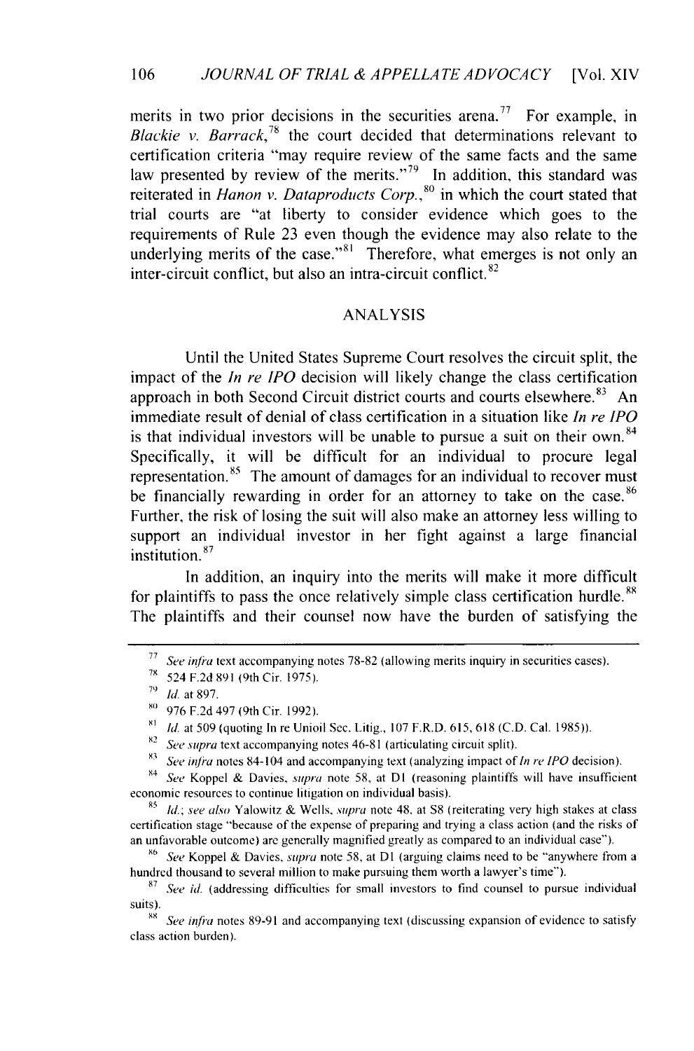merits in two prior decisions in the securities arena.[77] For example, in *Blackie v. Barrack*,[78] the court decided that determinations relevant to certification criteria "may require review of the same facts and the same law presented by review of the merits."[79] In addition, this standard was reiterated in *Hanon v. Dataproducts Corp.*,[80] in which the court stated that trial courts are "at liberty to consider evidence which goes to the requirements of Rule 23 even though the evidence may also relate to the underlying merits of the case."[81] Therefore, what emerges is not only an inter-circuit conflict, but also an intra-circuit conflict.[82]

## ANALYSIS

Until the United States Supreme Court resolves the circuit split, the impact of the *In re IPO* decision will likely change the class certification approach in both Second Circuit district courts and courts elsewhere.[83] An immediate result of denial of class certification in a situation like *In re IPO* is that individual investors will be unable to pursue a suit on their own.[84] Specifically, it will be difficult for an individual to procure legal representation.[85] The amount of damages for an individual to recover must be financially rewarding in order for an attorney to take on the case.[86] Further, the risk of losing the suit will also make an attorney less willing to support an individual investor in her fight against a large financial institution.[87]

In addition, an inquiry into the merits will make it more difficult for plaintiffs to pass the once relatively simple class certification hurdle.[88] The plaintiffs and their counsel now have the burden of satisfying the

---

[77] *See infra* text accompanying notes 78-82 (allowing merits inquiry in securities cases).

[78] 524 F.2d 891 (9th Cir. 1975).

[79] *Id.* at 897.

[80] 976 F.2d 497 (9th Cir. 1992).

[81] *Id.* at 509 (quoting In re Unioil Sec. Litig., 107 F.R.D. 615, 618 (C.D. Cal. 1985)).

[82] *See supra* text accompanying notes 46-81 (articulating circuit split).

[83] *See infra* notes 84-104 and accompanying text (analyzing impact of *In re IPO* decision).

[84] *See* Koppel & Davies, *supra* note 58, at D1 (reasoning plaintiffs will have insufficient economic resources to continue litigation on individual basis).

[85] *Id.*; *see also* Yalowitz & Wells, *supra* note 48, at S8 (reiterating very high stakes at class certification stage "because of the expense of preparing and trying a class action (and the risks of an unfavorable outcome) are generally magnified greatly as compared to an individual case").

[86] *See* Koppel & Davies, *supra* note 58, at D1 (arguing claims need to be "anywhere from a hundred thousand to several million to make pursuing them worth a lawyer's time").

[87] *See id.* (addressing difficulties for small investors to find counsel to pursue individual suits).

[88] *See infra* notes 89-91 and accompanying text (discussing expansion of evidence to satisfy class action burden).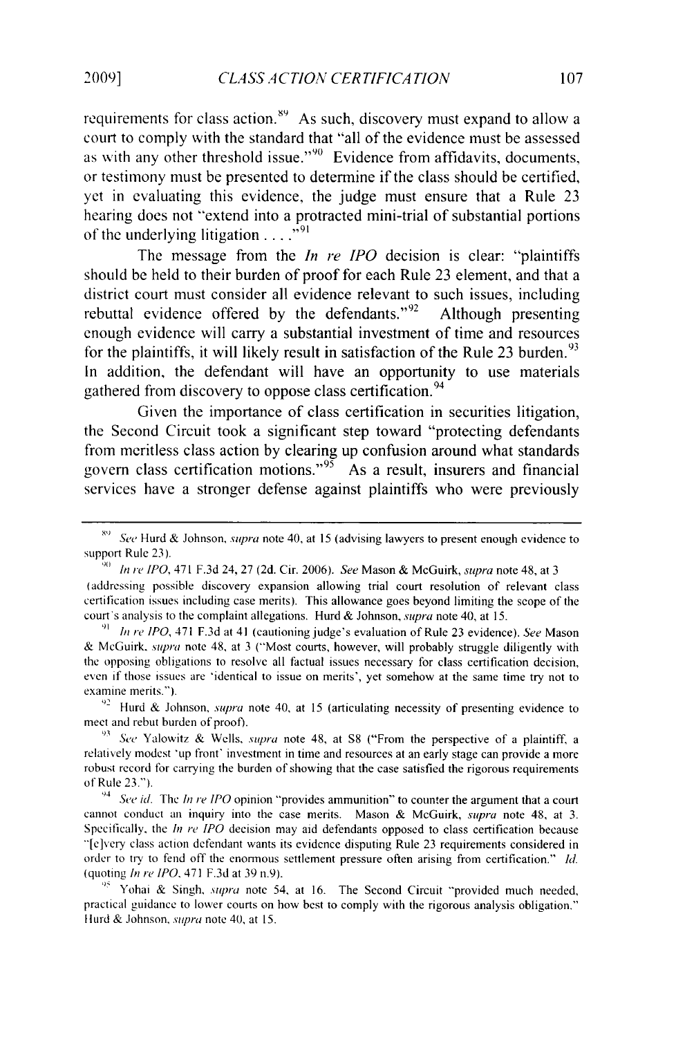requirements for class action.[89] As such, discovery must expand to allow a court to comply with the standard that "all of the evidence must be assessed as with any other threshold issue."[90] Evidence from affidavits, documents, or testimony must be presented to determine if the class should be certified, yet in evaluating this evidence, the judge must ensure that a Rule 23 hearing does not "extend into a protracted mini-trial of substantial portions of the underlying litigation . . . ."[91]

The message from the *In re IPO* decision is clear: "plaintiffs should be held to their burden of proof for each Rule 23 element, and that a district court must consider all evidence relevant to such issues, including rebuttal evidence offered by the defendants."[92] Although presenting enough evidence will carry a substantial investment of time and resources for the plaintiffs, it will likely result in satisfaction of the Rule 23 burden.[93] In addition, the defendant will have an opportunity to use materials gathered from discovery to oppose class certification.[94]

Given the importance of class certification in securities litigation, the Second Circuit took a significant step toward "protecting defendants from meritless class action by clearing up confusion around what standards govern class certification motions."[95] As a result, insurers and financial services have a stronger defense against plaintiffs who were previously

---

[89] *See* Hurd & Johnson, *supra* note 40, at 15 (advising lawyers to present enough evidence to support Rule 23).

[90] *In re IPO*, 471 F.3d 24, 27 (2d. Cir. 2006). *See* Mason & McGuirk, *supra* note 48, at 3 (addressing possible discovery expansion allowing trial court resolution of relevant class certification issues including case merits). This allowance goes beyond limiting the scope of the court's analysis to the complaint allegations. Hurd & Johnson, *supra* note 40, at 15.

[91] *In re IPO*, 471 F.3d at 41 (cautioning judge's evaluation of Rule 23 evidence). *See* Mason & McGuirk, *supra* note 48, at 3 ("Most courts, however, will probably struggle diligently with the opposing obligations to resolve all factual issues necessary for class certification decision, even if those issues are 'identical to issue on merits', yet somehow at the same time try not to examine merits.").

[92] Hurd & Johnson, *supra* note 40, at 15 (articulating necessity of presenting evidence to meet and rebut burden of proof).

[93] *See* Yalowitz & Wells, *supra* note 48, at S8 ("From the perspective of a plaintiff, a relatively modest 'up front' investment in time and resources at an early stage can provide a more robust record for carrying the burden of showing that the case satisfied the rigorous requirements of Rule 23.").

[94] *See id.* The *In re IPO* opinion "provides ammunition" to counter the argument that a court cannot conduct an inquiry into the case merits. Mason & McGuirk, *supra* note 48, at 3. Specifically, the *In re IPO* decision may aid defendants opposed to class certification because "[e]very class action defendant wants its evidence disputing Rule 23 requirements considered in order to try to fend off the enormous settlement pressure often arising from certification." *Id.* (quoting *In re IPO*, 471 F.3d at 39 n.9).

[95] Yohai & Singh, *supra* note 54, at 16. The Second Circuit "provided much needed, practical guidance to lower courts on how best to comply with the rigorous analysis obligation." Hurd & Johnson, *supra* note 40, at 15.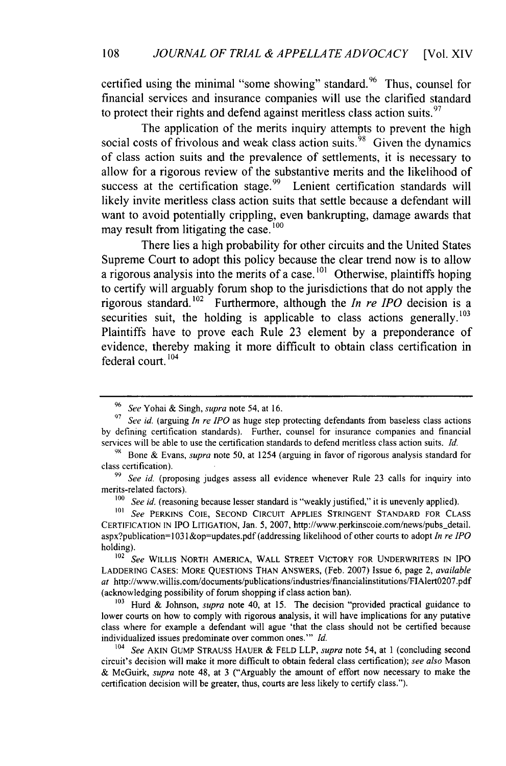certified using the minimal "some showing" standard.[96] Thus, counsel for financial services and insurance companies will use the clarified standard to protect their rights and defend against meritless class action suits.[97]

The application of the merits inquiry attempts to prevent the high social costs of frivolous and weak class action suits.[98] Given the dynamics of class action suits and the prevalence of settlements, it is necessary to allow for a rigorous review of the substantive merits and the likelihood of success at the certification stage.[99] Lenient certification standards will likely invite meritless class action suits that settle because a defendant will want to avoid potentially crippling, even bankrupting, damage awards that may result from litigating the case.[100]

There lies a high probability for other circuits and the United States Supreme Court to adopt this policy because the clear trend now is to allow a rigorous analysis into the merits of a case.[101] Otherwise, plaintiffs hoping to certify will arguably forum shop to the jurisdictions that do not apply the rigorous standard.[102] Furthermore, although the *In re IPO* decision is a securities suit, the holding is applicable to class actions generally.[103] Plaintiffs have to prove each Rule 23 element by a preponderance of evidence, thereby making it more difficult to obtain class certification in federal court.[104]

---

[96] *See* Yohai & Singh, *supra* note 54, at 16.

[97] *See id.* (arguing *In re IPO* as huge step protecting defendants from baseless class actions by defining certification standards). Further, counsel for insurance companies and financial services will be able to use the certification standards to defend meritless class action suits. *Id.*

[98] Bone & Evans, *supra* note 50, at 1254 (arguing in favor of rigorous analysis standard for class certification).

[99] *See id.* (proposing judges assess all evidence whenever Rule 23 calls for inquiry into merits-related factors).

[100] *See id.* (reasoning because lesser standard is "weakly justified," it is unevenly applied).

[101] *See* PERKINS COIE, SECOND CIRCUIT APPLIES STRINGENT STANDARD FOR CLASS CERTIFICATION IN IPO LITIGATION, Jan. 5, 2007, http://www.perkinscoie.com/news/pubs_detail.aspx?publication=1031&op=updates.pdf (addressing likelihood of other courts to adopt *In re IPO* holding).

[102] *See* WILLIS NORTH AMERICA, WALL STREET VICTORY FOR UNDERWRITERS IN IPO LADDERING CASES: MORE QUESTIONS THAN ANSWERS, (Feb. 2007) Issue 6, page 2, *available at* http://www.willis.com/documents/publications/industries/financialinstitutions/FIAlert0207.pdf (acknowledging possibility of forum shopping if class action ban).

[103] Hurd & Johnson, *supra* note 40, at 15. The decision "provided practical guidance to lower courts on how to comply with rigorous analysis, it will have implications for any putative class where for example a defendant will ague 'that the class should not be certified because individualized issues predominate over common ones.'" *Id.*

[104] *See* AKIN GUMP STRAUSS HAUER & FELD LLP, *supra* note 54, at 1 (concluding second circuit's decision will make it more difficult to obtain federal class certification); *see also* Mason & McGuirk, *supra* note 48, at 3 ("Arguably the amount of effort now necessary to make the certification decision will be greater, thus, courts are less likely to certify class.").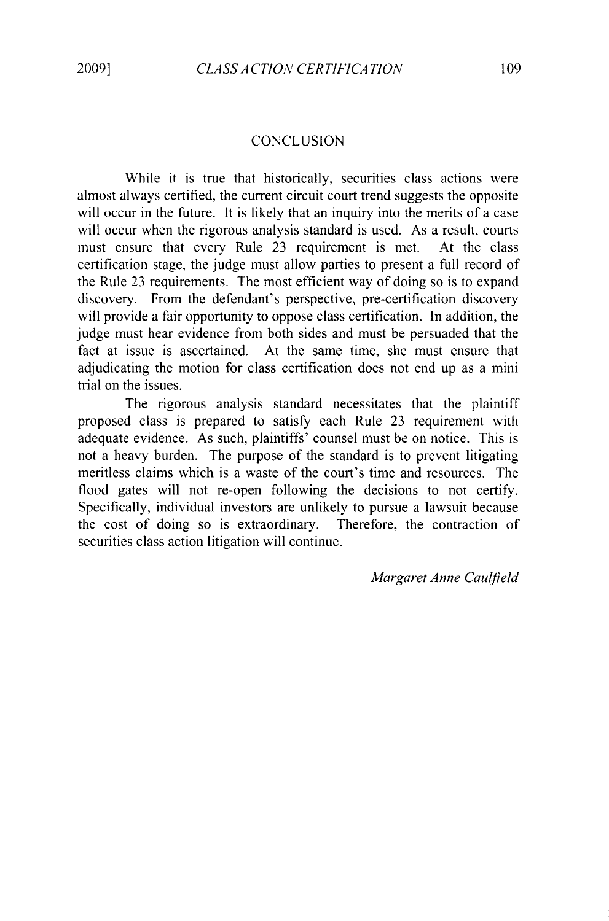## CONCLUSION

While it is true that historically, securities class actions were almost always certified, the current circuit court trend suggests the opposite will occur in the future. It is likely that an inquiry into the merits of a case will occur when the rigorous analysis standard is used. As a result, courts must ensure that every Rule 23 requirement is met. At the class certification stage, the judge must allow parties to present a full record of the Rule 23 requirements. The most efficient way of doing so is to expand discovery. From the defendant's perspective, pre-certification discovery will provide a fair opportunity to oppose class certification. In addition, the judge must hear evidence from both sides and must be persuaded that the fact at issue is ascertained. At the same time, she must ensure that adjudicating the motion for class certification does not end up as a mini trial on the issues.

The rigorous analysis standard necessitates that the plaintiff proposed class is prepared to satisfy each Rule 23 requirement with adequate evidence. As such, plaintiffs' counsel must be on notice. This is not a heavy burden. The purpose of the standard is to prevent litigating meritless claims which is a waste of the court's time and resources. The flood gates will not re-open following the decisions to not certify. Specifically, individual investors are unlikely to pursue a lawsuit because the cost of doing so is extraordinary. Therefore, the contraction of securities class action litigation will continue.

*Margaret Anne Caulfield*